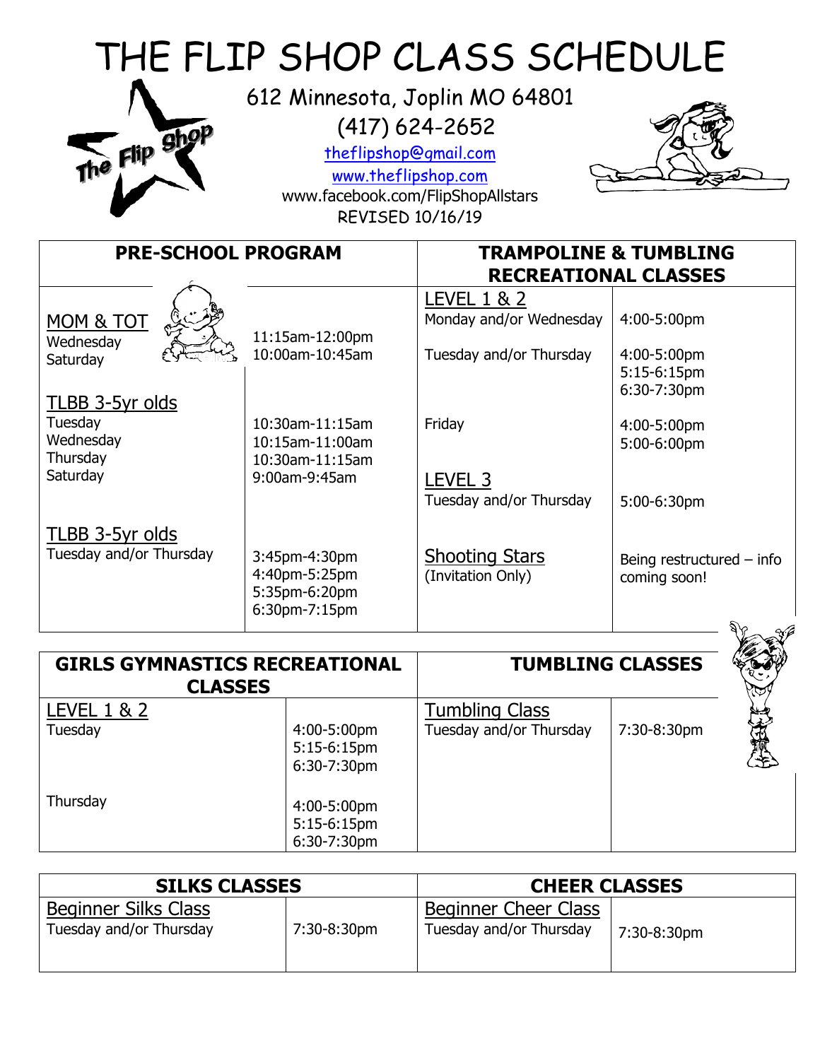# THE FLIP SHOP CLASS SCHEDULE

612 Minnesota, Joplin MO 64801

(417) 624-2652

theflipshop@gmail.com

www.theflipshop.com

www.facebook.com/FlipShopAllstars

REVISED 10/16/19

| PRE-SCHOOL PROGRAM | | TRAMPOLINE & TUMBLING RECREATIONAL CLASSES | |
|---|---|---|---|
| **MOM & TOT** | | **LEVEL 1 & 2** | |
| Wednesday | 11:15am-12:00pm | Monday and/or Wednesday | 4:00-5:00pm |
| Saturday | 10:00am-10:45am | Tuesday and/or Thursday | 4:00-5:00pm<br>5:15-6:15pm<br>6:30-7:30pm |
| **TLBB 3-5yr olds** | | | |
| Tuesday | 10:30am-11:15am | Friday | 4:00-5:00pm<br>5:00-6:00pm |
| Wednesday | 10:15am-11:00am | | |
| Thursday | 10:30am-11:15am | | |
| Saturday | 9:00am-9:45am | **LEVEL 3** | |
| | | Tuesday and/or Thursday | 5:00-6:30pm |
| **TLBB 3-5yr olds** | | | |
| Tuesday and/or Thursday | 3:45pm-4:30pm<br>4:40pm-5:25pm<br>5:35pm-6:20pm<br>6:30pm-7:15pm | **Shooting Stars**<br>(Invitation Only) | Being restructured – info coming soon! |

| GIRLS GYMNASTICS RECREATIONAL CLASSES | | TUMBLING CLASSES | |
|---|---|---|---|
| **LEVEL 1 & 2** | | **Tumbling Class** | |
| Tuesday | 4:00-5:00pm<br>5:15-6:15pm<br>6:30-7:30pm | Tuesday and/or Thursday | 7:30-8:30pm |
| Thursday | 4:00-5:00pm<br>5:15-6:15pm<br>6:30-7:30pm | | |

| SILKS CLASSES | | CHEER CLASSES | |
|---|---|---|---|
| **Beginner Silks Class** | | **Beginner Cheer Class** | |
| Tuesday and/or Thursday | 7:30-8:30pm | Tuesday and/or Thursday | 7:30-8:30pm |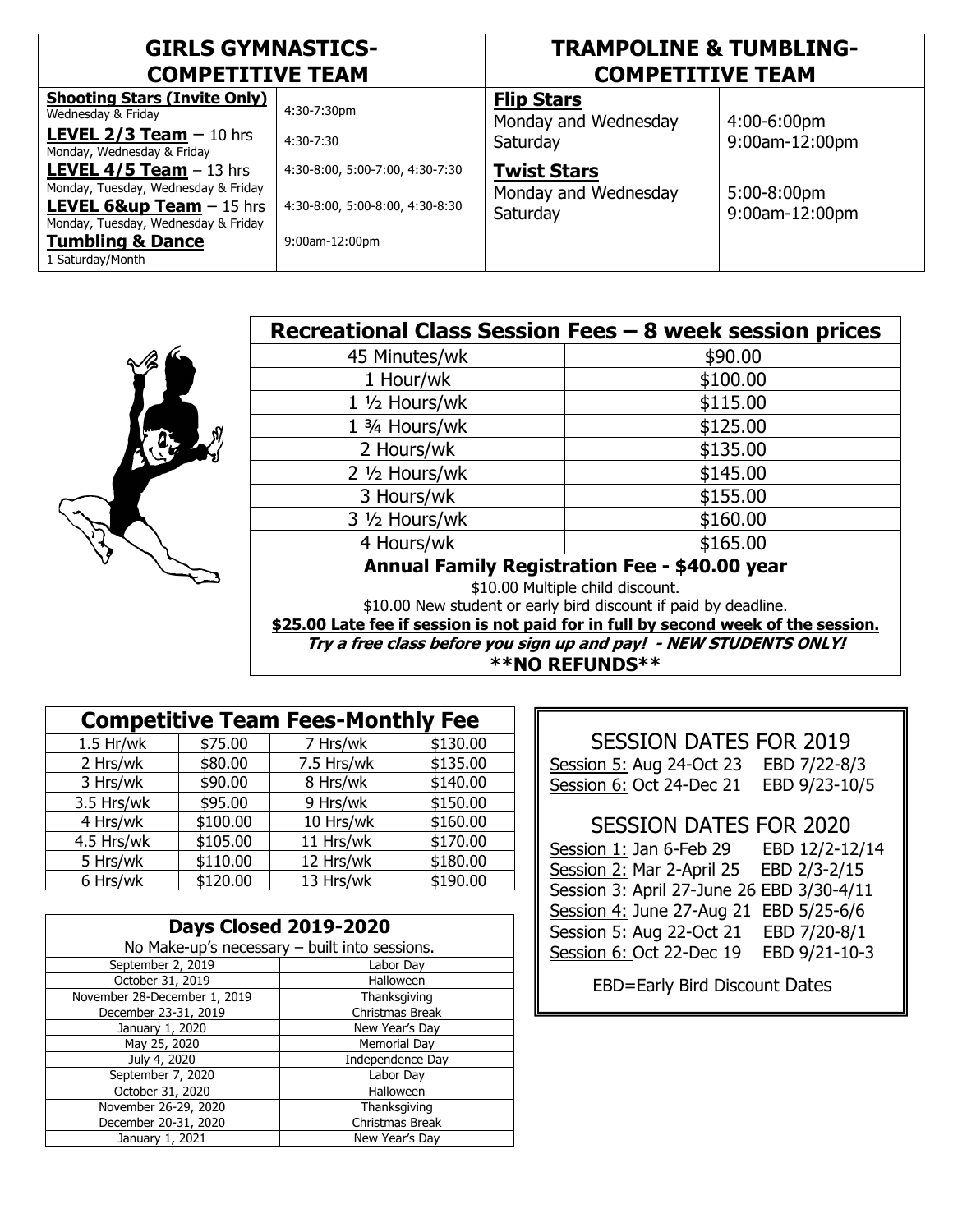## GIRLS GYMNASTICS- COMPETITIVE TEAM

| | |
|---|---|
| **Shooting Stars (Invite Only)** Wednesday & Friday | 4:30-7:30pm |
| **LEVEL 2/3 Team** – 10 hrs Monday, Wednesday & Friday | 4:30-7:30 |
| **LEVEL 4/5 Team** – 13 hrs Monday, Tuesday, Wednesday & Friday | 4:30-8:00, 5:00-7:00, 4:30-7:30 |
| **LEVEL 6&up Team** – 15 hrs Monday, Tuesday, Wednesday & Friday | 4:30-8:00, 5:00-8:00, 4:30-8:30 |
| **Tumbling & Dance** 1 Saturday/Month | 9:00am-12:00pm |

## TRAMPOLINE & TUMBLING- COMPETITIVE TEAM

| | |
|---|---|
| **Flip Stars** Monday and Wednesday | 4:00-6:00pm |
| Saturday | 9:00am-12:00pm |
| **Twist Stars** Monday and Wednesday | 5:00-8:00pm |
| Saturday | 9:00am-12:00pm |

## Recreational Class Session Fees – 8 week session prices

| | |
|---|---|
| 45 Minutes/wk | $90.00 |
| 1 Hour/wk | $100.00 |
| 1 ½ Hours/wk | $115.00 |
| 1 ¾ Hours/wk | $125.00 |
| 2 Hours/wk | $135.00 |
| 2 ½ Hours/wk | $145.00 |
| 3 Hours/wk | $155.00 |
| 3 ½ Hours/wk | $160.00 |
| 4 Hours/wk | $165.00 |

**Annual Family Registration Fee - $40.00 year**

$10.00 Multiple child discount.

$10.00 New student or early bird discount if paid by deadline.

**$25.00 Late fee if session is not paid for in full by second week of the session.**

***Try a free class before you sign up and pay! - NEW STUDENTS ONLY!***

****NO REFUNDS****

## Competitive Team Fees-Monthly Fee

| | | | |
|---|---|---|---|
| 1.5 Hr/wk | $75.00 | 7 Hrs/wk | $130.00 |
| 2 Hrs/wk | $80.00 | 7.5 Hrs/wk | $135.00 |
| 3 Hrs/wk | $90.00 | 8 Hrs/wk | $140.00 |
| 3.5 Hrs/wk | $95.00 | 9 Hrs/wk | $150.00 |
| 4 Hrs/wk | $100.00 | 10 Hrs/wk | $160.00 |
| 4.5 Hrs/wk | $105.00 | 11 Hrs/wk | $170.00 |
| 5 Hrs/wk | $110.00 | 12 Hrs/wk | $180.00 |
| 6 Hrs/wk | $120.00 | 13 Hrs/wk | $190.00 |

## Days Closed 2019-2020

No Make-up's necessary – built into sessions.

| | |
|---|---|
| September 2, 2019 | Labor Day |
| October 31, 2019 | Halloween |
| November 28-December 1, 2019 | Thanksgiving |
| December 23-31, 2019 | Christmas Break |
| January 1, 2020 | New Year's Day |
| May 25, 2020 | Memorial Day |
| July 4, 2020 | Independence Day |
| September 7, 2020 | Labor Day |
| October 31, 2020 | Halloween |
| November 26-29, 2020 | Thanksgiving |
| December 20-31, 2020 | Christmas Break |
| January 1, 2021 | New Year's Day |

## SESSION DATES FOR 2019

Session 5: Aug 24-Oct 23 EBD 7/22-8/3
Session 6: Oct 24-Dec 21 EBD 9/23-10/5

## SESSION DATES FOR 2020

Session 1: Jan 6-Feb 29 EBD 12/2-12/14
Session 2: Mar 2-April 25 EBD 2/3-2/15
Session 3: April 27-June 26 EBD 3/30-4/11
Session 4: June 27-Aug 21 EBD 5/25-6/6
Session 5: Aug 22-Oct 21 EBD 7/20-8/1
Session 6: Oct 22-Dec 19 EBD 9/21-10-3

EBD=Early Bird Discount Dates